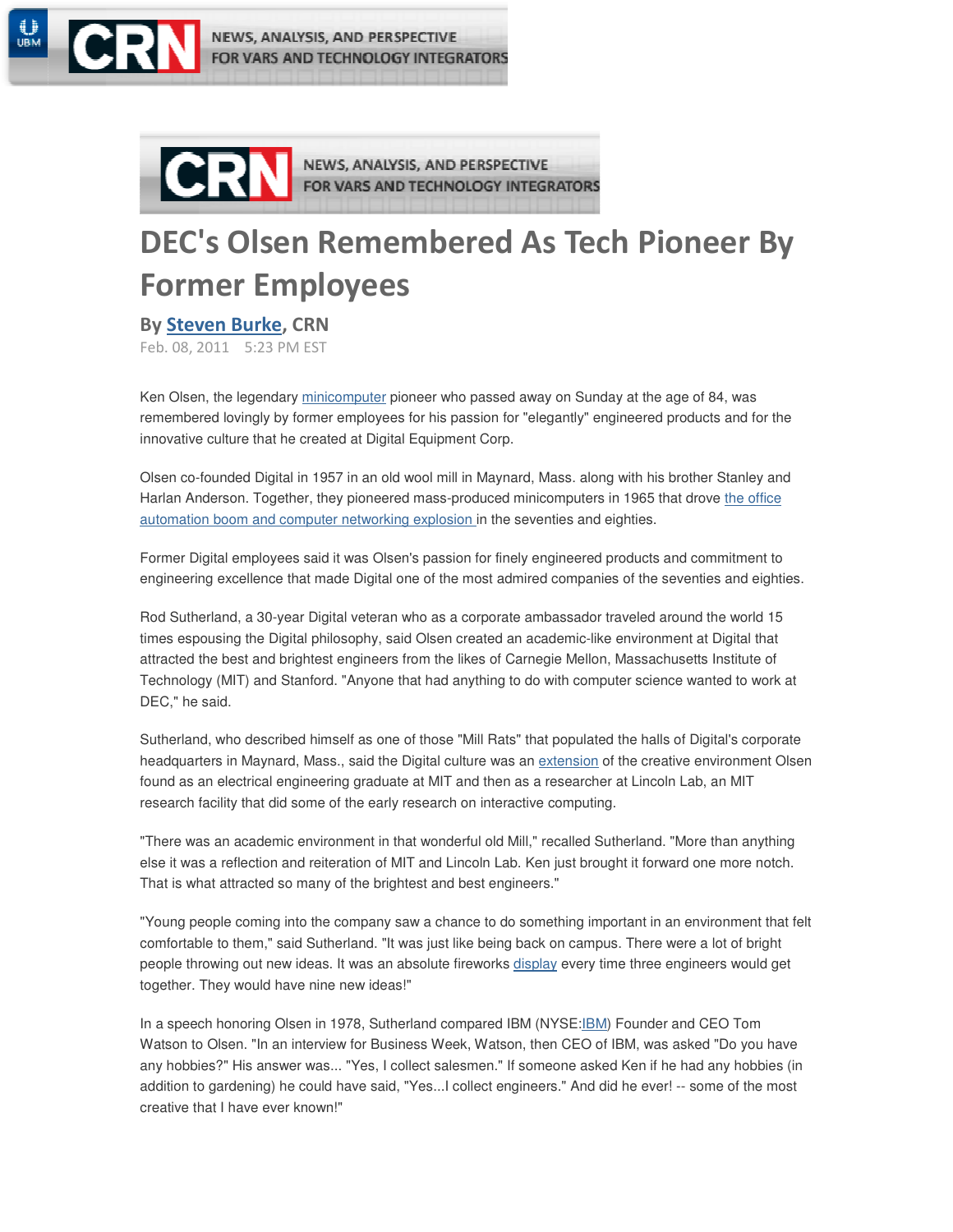# DEC's Olsen Remembered As Tech Pioneer By Former Employees

**By Steven Burke, CRN**
Feb. 08, 2011 5:23 PM EST

Ken Olsen, the legendary minicomputer pioneer who passed away on Sunday at the age of 84, was remembered lovingly by former employees for his passion for "elegantly" engineered products and for the innovative culture that he created at Digital Equipment Corp.

Olsen co-founded Digital in 1957 in an old wool mill in Maynard, Mass. along with his brother Stanley and Harlan Anderson. Together, they pioneered mass-produced minicomputers in 1965 that drove the office automation boom and computer networking explosion in the seventies and eighties.

Former Digital employees said it was Olsen's passion for finely engineered products and commitment to engineering excellence that made Digital one of the most admired companies of the seventies and eighties.

Rod Sutherland, a 30-year Digital veteran who as a corporate ambassador traveled around the world 15 times espousing the Digital philosophy, said Olsen created an academic-like environment at Digital that attracted the best and brightest engineers from the likes of Carnegie Mellon, Massachusetts Institute of Technology (MIT) and Stanford. "Anyone that had anything to do with computer science wanted to work at DEC," he said.

Sutherland, who described himself as one of those "Mill Rats" that populated the halls of Digital's corporate headquarters in Maynard, Mass., said the Digital culture was an extension of the creative environment Olsen found as an electrical engineering graduate at MIT and then as a researcher at Lincoln Lab, an MIT research facility that did some of the early research on interactive computing.

"There was an academic environment in that wonderful old Mill," recalled Sutherland. "More than anything else it was a reflection and reiteration of MIT and Lincoln Lab. Ken just brought it forward one more notch. That is what attracted so many of the brightest and best engineers."

"Young people coming into the company saw a chance to do something important in an environment that felt comfortable to them," said Sutherland. "It was just like being back on campus. There were a lot of bright people throwing out new ideas. It was an absolute fireworks display every time three engineers would get together. They would have nine new ideas!"

In a speech honoring Olsen in 1978, Sutherland compared IBM (NYSE:IBM) Founder and CEO Tom Watson to Olsen. "In an interview for Business Week, Watson, then CEO of IBM, was asked "Do you have any hobbies?" His answer was... "Yes, I collect salesmen." If someone asked Ken if he had any hobbies (in addition to gardening) he could have said, "Yes...I collect engineers." And did he ever! -- some of the most creative that I have ever known!"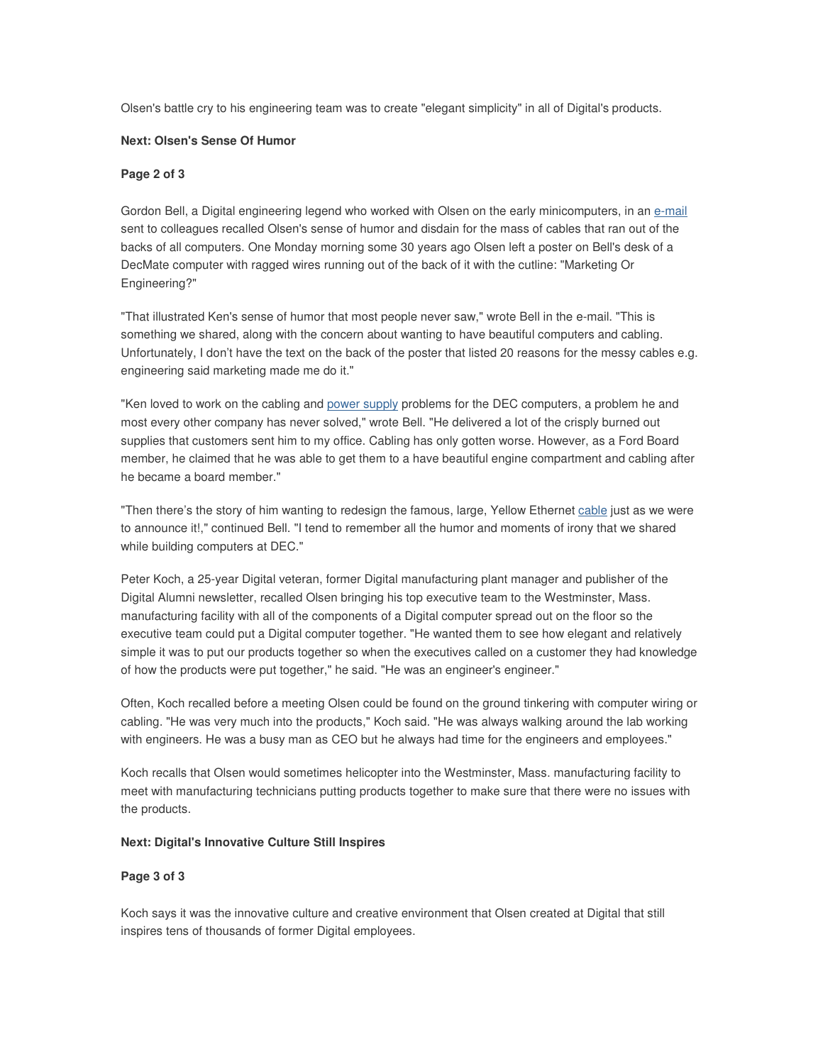Olsen's battle cry to his engineering team was to create "elegant simplicity" in all of Digital's products.

**Next: Olsen's Sense Of Humor**

**Page 2 of 3**

Gordon Bell, a Digital engineering legend who worked with Olsen on the early minicomputers, in an e-mail sent to colleagues recalled Olsen's sense of humor and disdain for the mass of cables that ran out of the backs of all computers. One Monday morning some 30 years ago Olsen left a poster on Bell's desk of a DecMate computer with ragged wires running out of the back of it with the cutline: "Marketing Or Engineering?"

"That illustrated Ken's sense of humor that most people never saw," wrote Bell in the e-mail. "This is something we shared, along with the concern about wanting to have beautiful computers and cabling. Unfortunately, I don't have the text on the back of the poster that listed 20 reasons for the messy cables e.g. engineering said marketing made me do it."

"Ken loved to work on the cabling and power supply problems for the DEC computers, a problem he and most every other company has never solved," wrote Bell. "He delivered a lot of the crisply burned out supplies that customers sent him to my office. Cabling has only gotten worse. However, as a Ford Board member, he claimed that he was able to get them to a have beautiful engine compartment and cabling after he became a board member."

"Then there's the story of him wanting to redesign the famous, large, Yellow Ethernet cable just as we were to announce it!," continued Bell. "I tend to remember all the humor and moments of irony that we shared while building computers at DEC."

Peter Koch, a 25-year Digital veteran, former Digital manufacturing plant manager and publisher of the Digital Alumni newsletter, recalled Olsen bringing his top executive team to the Westminster, Mass. manufacturing facility with all of the components of a Digital computer spread out on the floor so the executive team could put a Digital computer together. "He wanted them to see how elegant and relatively simple it was to put our products together so when the executives called on a customer they had knowledge of how the products were put together," he said. "He was an engineer's engineer."

Often, Koch recalled before a meeting Olsen could be found on the ground tinkering with computer wiring or cabling. "He was very much into the products," Koch said. "He was always walking around the lab working with engineers. He was a busy man as CEO but he always had time for the engineers and employees."

Koch recalls that Olsen would sometimes helicopter into the Westminster, Mass. manufacturing facility to meet with manufacturing technicians putting products together to make sure that there were no issues with the products.

**Next: Digital's Innovative Culture Still Inspires**

**Page 3 of 3**

Koch says it was the innovative culture and creative environment that Olsen created at Digital that still inspires tens of thousands of former Digital employees.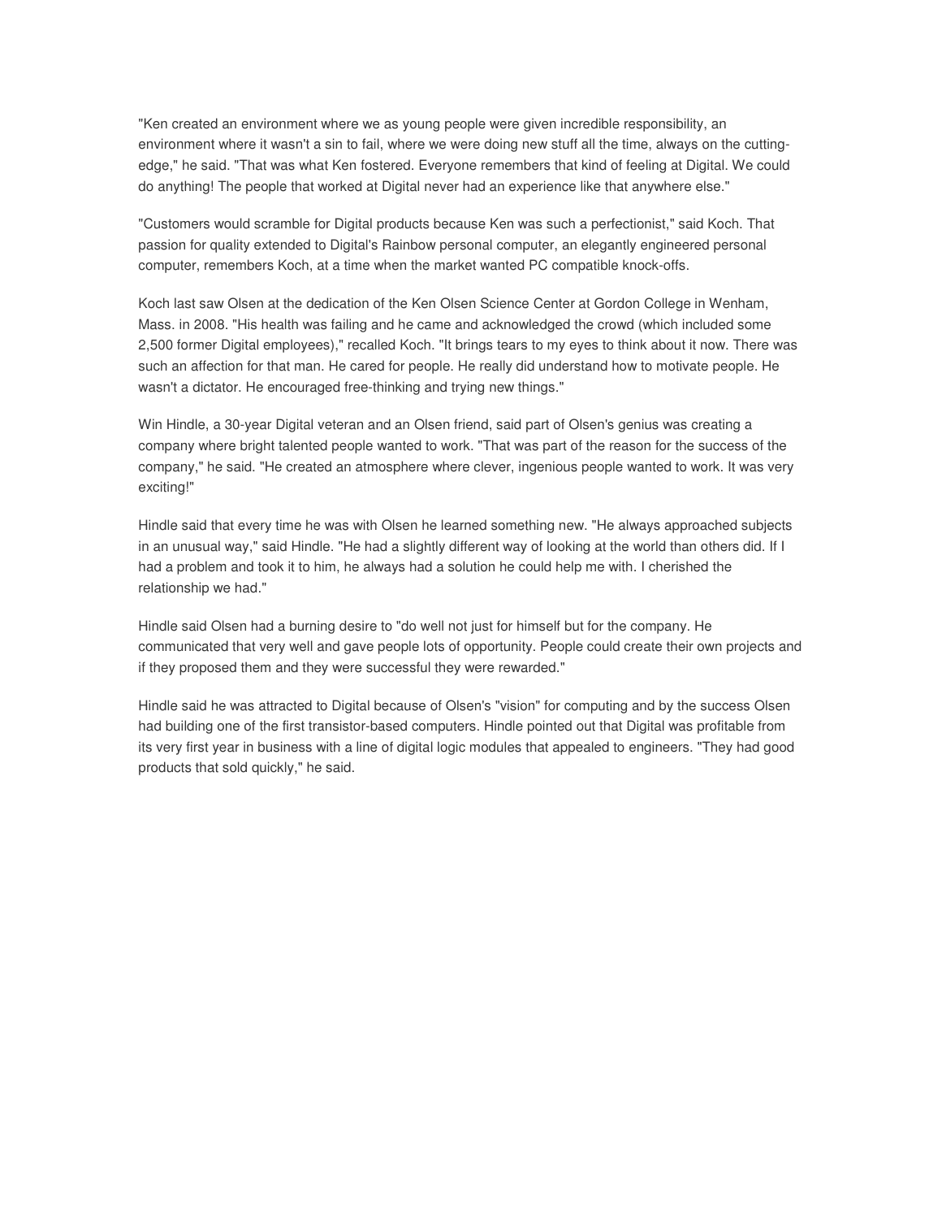"Ken created an environment where we as young people were given incredible responsibility, an environment where it wasn't a sin to fail, where we were doing new stuff all the time, always on the cutting-edge," he said. "That was what Ken fostered. Everyone remembers that kind of feeling at Digital. We could do anything! The people that worked at Digital never had an experience like that anywhere else."

"Customers would scramble for Digital products because Ken was such a perfectionist," said Koch. That passion for quality extended to Digital's Rainbow personal computer, an elegantly engineered personal computer, remembers Koch, at a time when the market wanted PC compatible knock-offs.

Koch last saw Olsen at the dedication of the Ken Olsen Science Center at Gordon College in Wenham, Mass. in 2008. "His health was failing and he came and acknowledged the crowd (which included some 2,500 former Digital employees)," recalled Koch. "It brings tears to my eyes to think about it now. There was such an affection for that man. He cared for people. He really did understand how to motivate people. He wasn't a dictator. He encouraged free-thinking and trying new things."

Win Hindle, a 30-year Digital veteran and an Olsen friend, said part of Olsen's genius was creating a company where bright talented people wanted to work. "That was part of the reason for the success of the company," he said. "He created an atmosphere where clever, ingenious people wanted to work. It was very exciting!"

Hindle said that every time he was with Olsen he learned something new. "He always approached subjects in an unusual way," said Hindle. "He had a slightly different way of looking at the world than others did. If I had a problem and took it to him, he always had a solution he could help me with. I cherished the relationship we had."

Hindle said Olsen had a burning desire to "do well not just for himself but for the company. He communicated that very well and gave people lots of opportunity. People could create their own projects and if they proposed them and they were successful they were rewarded."

Hindle said he was attracted to Digital because of Olsen's "vision" for computing and by the success Olsen had building one of the first transistor-based computers. Hindle pointed out that Digital was profitable from its very first year in business with a line of digital logic modules that appealed to engineers. "They had good products that sold quickly," he said.